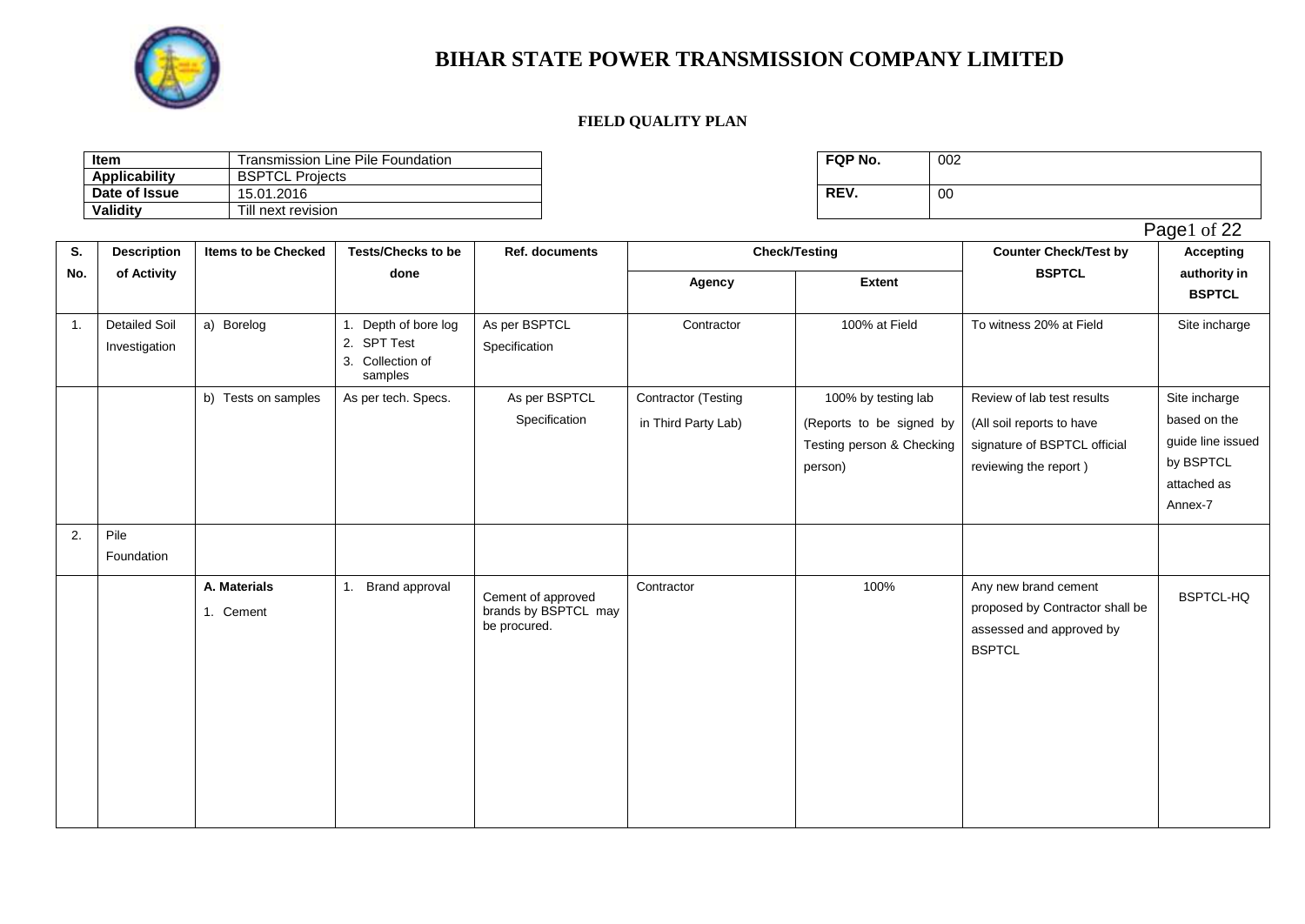# BIHAR STATE POWER TRANSMISSION COMPANY LIMITED

## FIELD QUALITY PLAN

| **Item** | Transmission Line Pile Foundation |
|---|---|
| **Applicability** | BSPTCL Projects |
| **Date of Issue** | 15.01.2016 |
| **Validity** | Till next revision |

| **FQP No.** | 002 |
|---|---|
| **REV.** | 00 |

| S. No. | Description of Activity | Items to be Checked | Tests/Checks to be done | Ref. documents | Check/Testing | | Counter Check/Test by BSPTCL | Accepting authority in BSPTCL |
|---|---|---|---|---|---|---|---|---|
| | | | | | Agency | Extent | | |
| 1. | Detailed Soil Investigation | a) Borelog | 1. Depth of bore log<br>2. SPT Test<br>3. Collection of samples | As per BSPTCL Specification | Contractor | 100% at Field | To witness 20% at Field | Site incharge |
| | | b) Tests on samples | As per tech. Specs. | As per BSPTCL Specification | Contractor (Testing in Third Party Lab) | 100% by testing lab (Reports to be signed by Testing person & Checking person) | Review of lab test results (All soil reports to have signature of BSPTCL official reviewing the report ) | Site incharge based on the guide line issued by BSPTCL attached as Annex-7 |
| 2. | Pile Foundation | | | | | | | |
| | | **A. Materials**<br>1. Cement | 1. Brand approval | Cement of approved brands by BSPTCL may be procured. | Contractor | 100% | Any new brand cement proposed by Contractor shall be assessed and approved by BSPTCL | BSPTCL-HQ |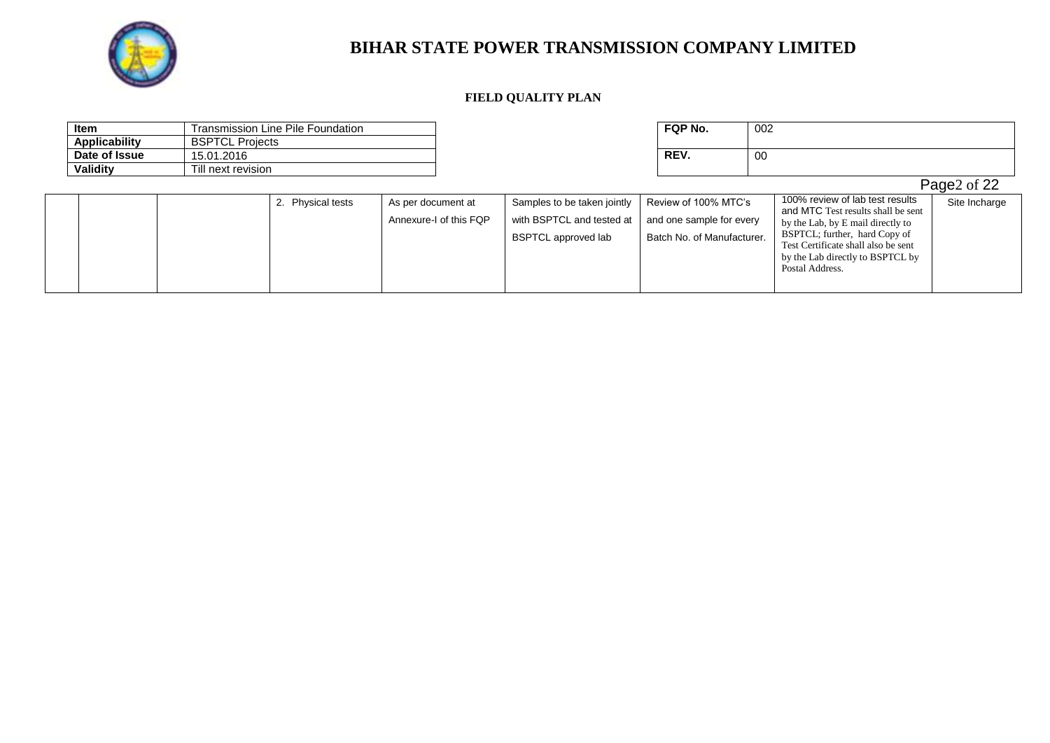# BIHAR STATE POWER TRANSMISSION COMPANY LIMITED

**FIELD QUALITY PLAN**

| **Item** | Transmission Line Pile Foundation |
|---|---|
| **Applicability** | BSPTCL Projects |
| **Date of Issue** | 15.01.2016 |
| **Validity** | Till next revision |

| **FQP No.** | 002 |
|---|---|
| **REV.** | 00 |

| | | | | | | | | |
|---|---|---|---|---|---|---|---|---|
| | | | 2. Physical tests | As per document at Annexure-I of this FQP | Samples to be taken jointly with BSPTCL and tested at BSPTCL approved lab | Review of 100% MTC's and one sample for every Batch No. of Manufacturer. | 100% review of lab test results and MTC Test results shall be sent by the Lab, by E mail directly to BSPTCL; further, hard Copy of Test Certificate shall also be sent by the Lab directly to BSPTCL by Postal Address. | Site Incharge |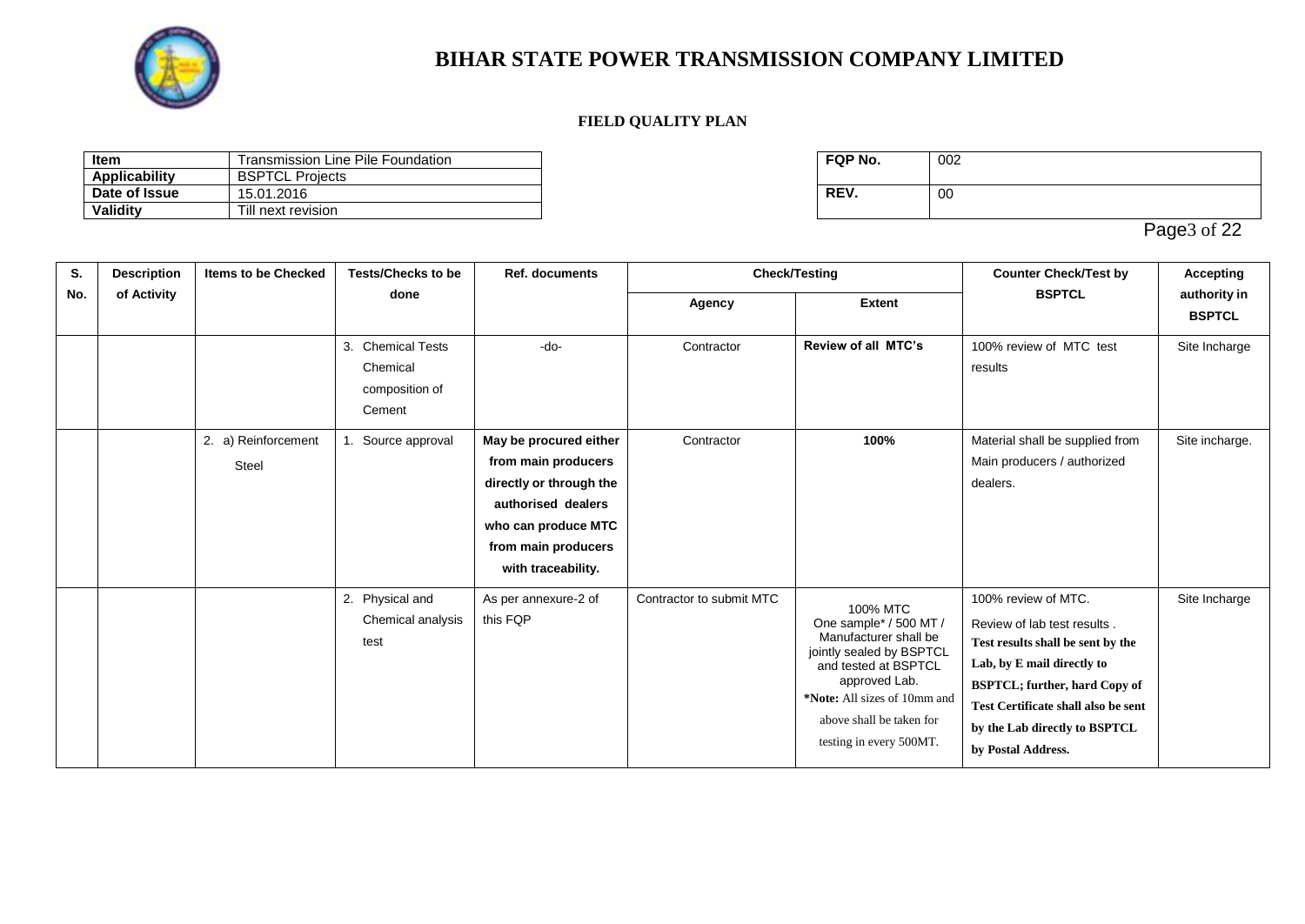# BIHAR STATE POWER TRANSMISSION COMPANY LIMITED

## FIELD QUALITY PLAN

| **Item** | Transmission Line Pile Foundation |
|---|---|
| **Applicability** | BSPTCL Projects |
| **Date of Issue** | 15.01.2016 |
| **Validity** | Till next revision |

| **FQP No.** | 002 |
|---|---|
| **REV.** | 00 |

| S. No. | Description of Activity | Items to be Checked | Tests/Checks to be done | Ref. documents | Check/Testing | | Counter Check/Test by BSPTCL | Accepting authority in BSPTCL |
|---|---|---|---|---|---|---|---|---|
| | | | | | Agency | Extent | | |
| | | | 3. Chemical Tests Chemical composition of Cement | -do- | Contractor | **Review of all MTC's** | 100% review of MTC test results | Site Incharge |
| | | 2. a) Reinforcement Steel | 1. Source approval | **May be procured either from main producers directly or through the authorised dealers who can produce MTC from main producers with traceability.** | Contractor | **100%** | Material shall be supplied from Main producers / authorized dealers. | Site incharge. |
| | | | 2. Physical and Chemical analysis test | As per annexure-2 of this FQP | Contractor to submit MTC | 100% MTC One sample* / 500 MT / Manufacturer shall be jointly sealed by BSPTCL and tested at BSPTCL approved Lab. ***Note:** All sizes of 10mm and above shall be taken for testing in every 500MT. | 100% review of MTC. Review of lab test results . **Test results shall be sent by the Lab, by E mail directly to BSPTCL; further, hard Copy of Test Certificate shall also be sent by the Lab directly to BSPTCL by Postal Address.** | Site Incharge |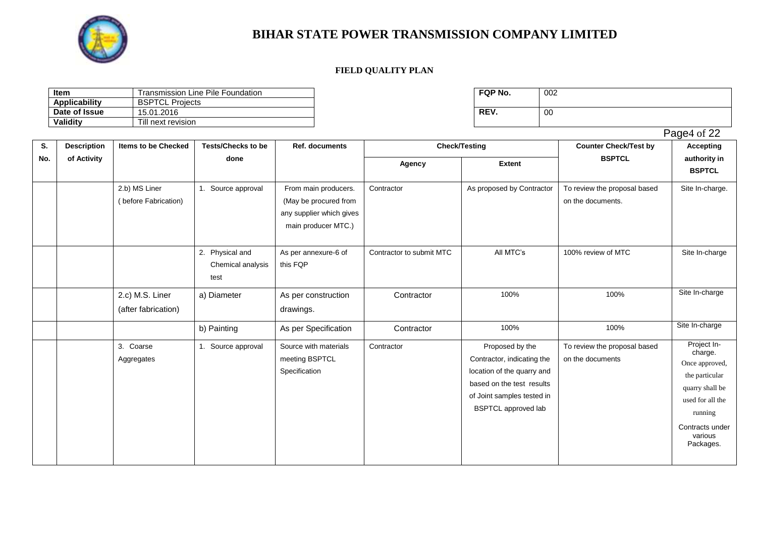# BIHAR STATE POWER TRANSMISSION COMPANY LIMITED

**FIELD QUALITY PLAN**

| Item | Transmission Line Pile Foundation |
|---|---|
| Applicability | BSPTCL Projects |
| Date of Issue | 15.01.2016 |
| Validity | Till next revision |

| FQP No. | 002 |
|---|---|
| REV. | 00 |

| S. No. | Description of Activity | Items to be Checked | Tests/Checks to be done | Ref. documents | Check/Testing | | Counter Check/Test by BSPTCL | Accepting authority in BSPTCL |
|---|---|---|---|---|---|---|---|---|
| | | | | | Agency | Extent | | |
| | | 2.b) MS Liner ( before Fabrication) | 1. Source approval | From main producers. (May be procured from any supplier which gives main producer MTC.) | Contractor | As proposed by Contractor | To review the proposal based on the documents. | Site In-charge. |
| | | | 2. Physical and Chemical analysis test | As per annexure-6 of this FQP | Contractor to submit MTC | All MTC's | 100% review of MTC | Site In-charge |
| | | 2.c) M.S. Liner (after fabrication) | a) Diameter | As per construction drawings. | Contractor | 100% | 100% | Site In-charge |
| | | | b) Painting | As per Specification | Contractor | 100% | 100% | Site In-charge |
| | | 3. Coarse Aggregates | 1. Source approval | Source with materials meeting BSPTCL Specification | Contractor | Proposed by the Contractor, indicating the location of the quarry and based on the test results of Joint samples tested in BSPTCL approved lab | To review the proposal based on the documents | Project In-charge. Once approved, the particular quarry shall be used for all the running Contracts under various Packages. |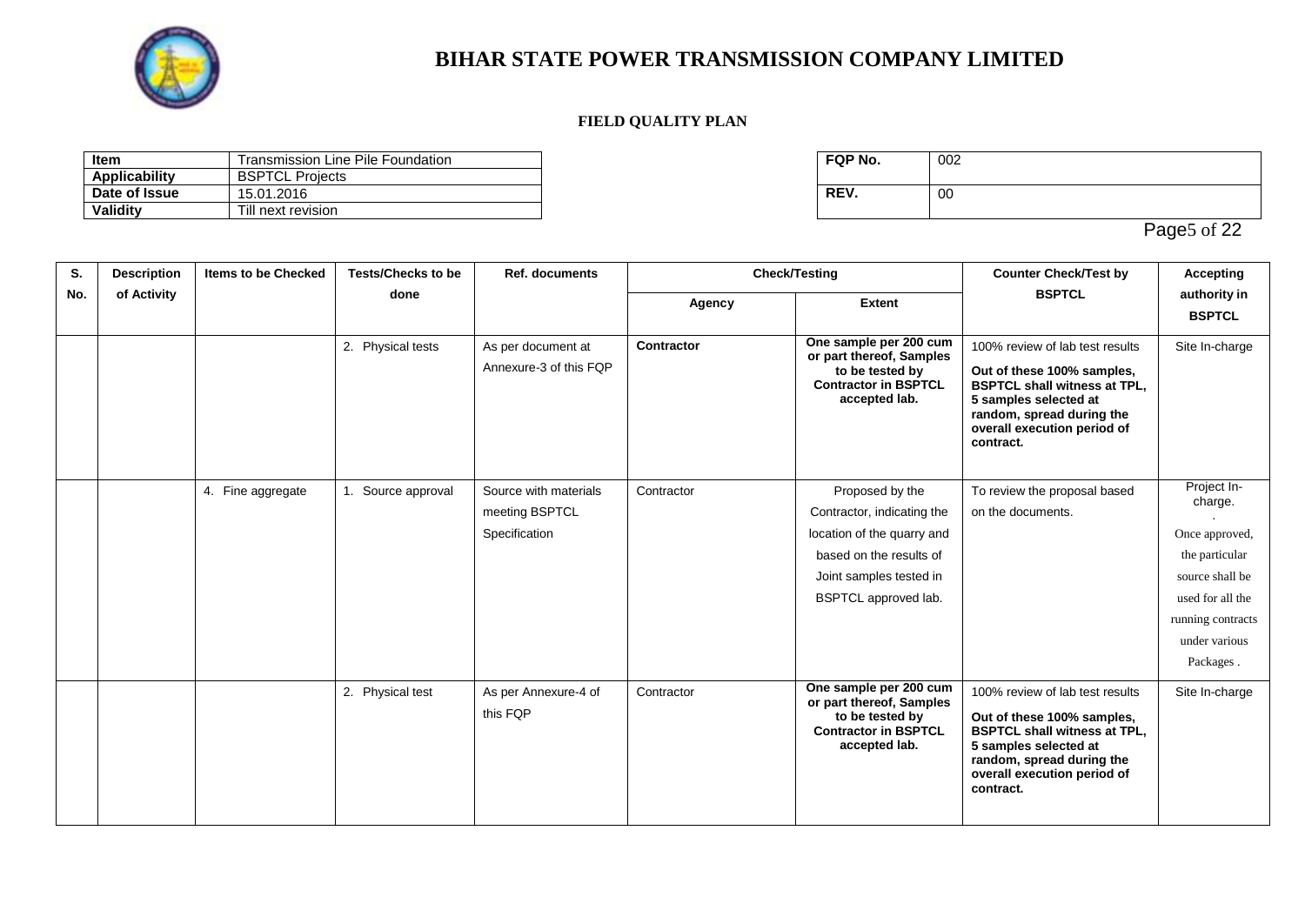# BIHAR STATE POWER TRANSMISSION COMPANY LIMITED

## FIELD QUALITY PLAN

| Item | Transmission Line Pile Foundation |
|---|---|
| Applicability | BSPTCL Projects |
| Date of Issue | 15.01.2016 |
| Validity | Till next revision |

| FQP No. | 002 |
|---|---|
| REV. | 00 |

| S. No. | Description of Activity | Items to be Checked | Tests/Checks to be done | Ref. documents | Check/Testing | | Counter Check/Test by BSPTCL | Accepting authority in BSPTCL |
|---|---|---|---|---|---|---|---|---|
| | | | | | Agency | Extent | | |
| | | | 2. Physical tests | As per document at Annexure-3 of this FQP | **Contractor** | **One sample per 200 cum or part thereof, Samples to be tested by Contractor in BSPTCL accepted lab.** | 100% review of lab test results **Out of these 100% samples, BSPTCL shall witness at TPL, 5 samples selected at random, spread during the overall execution period of contract.** | Site In-charge |
| | | 4. Fine aggregate | 1. Source approval | Source with materials meeting BSPTCL Specification | Contractor | Proposed by the Contractor, indicating the location of the quarry and based on the results of Joint samples tested in BSPTCL approved lab. | To review the proposal based on the documents. | Project In-charge. . Once approved, the particular source shall be used for all the running contracts under various Packages . |
| | | | 2. Physical test | As per Annexure-4 of this FQP | Contractor | **One sample per 200 cum or part thereof, Samples to be tested by Contractor in BSPTCL accepted lab.** | 100% review of lab test results **Out of these 100% samples, BSPTCL shall witness at TPL, 5 samples selected at random, spread during the overall execution period of contract.** | Site In-charge |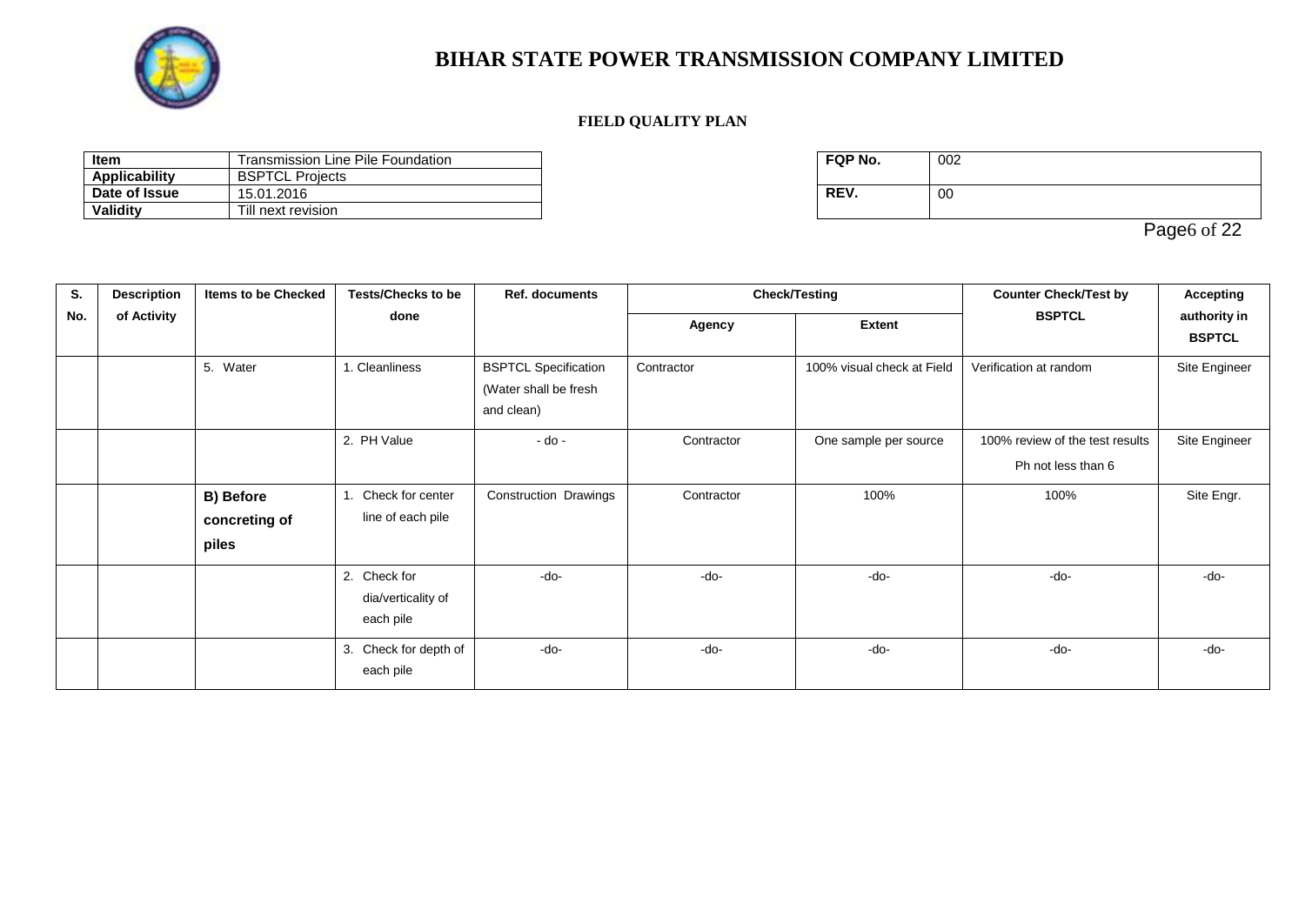# BIHAR STATE POWER TRANSMISSION COMPANY LIMITED

**FIELD QUALITY PLAN**

| **Item** | Transmission Line Pile Foundation |
|---|---|
| **Applicability** | BSPTCL Projects |
| **Date of Issue** | 15.01.2016 |
| **Validity** | Till next revision |

| **FQP No.** | 002 |
|---|---|
| **REV.** | 00 |

| S. No. | Description of Activity | Items to be Checked | Tests/Checks to be done | Ref. documents | Check/Testing | | Counter Check/Test by BSPTCL | Accepting authority in BSPTCL |
|---|---|---|---|---|---|---|---|---|
| | | | | | Agency | Extent | | |
| | | 5. Water | 1. Cleanliness | BSPTCL Specification (Water shall be fresh and clean) | Contractor | 100% visual check at Field | Verification at random | Site Engineer |
| | | | 2. PH Value | - do - | Contractor | One sample per source | 100% review of the test results Ph not less than 6 | Site Engineer |
| | | **B) Before concreting of piles** | 1. Check for center line of each pile | Construction Drawings | Contractor | 100% | 100% | Site Engr. |
| | | | 2. Check for dia/verticality of each pile | -do- | -do- | -do- | -do- | -do- |
| | | | 3. Check for depth of each pile | -do- | -do- | -do- | -do- | -do- |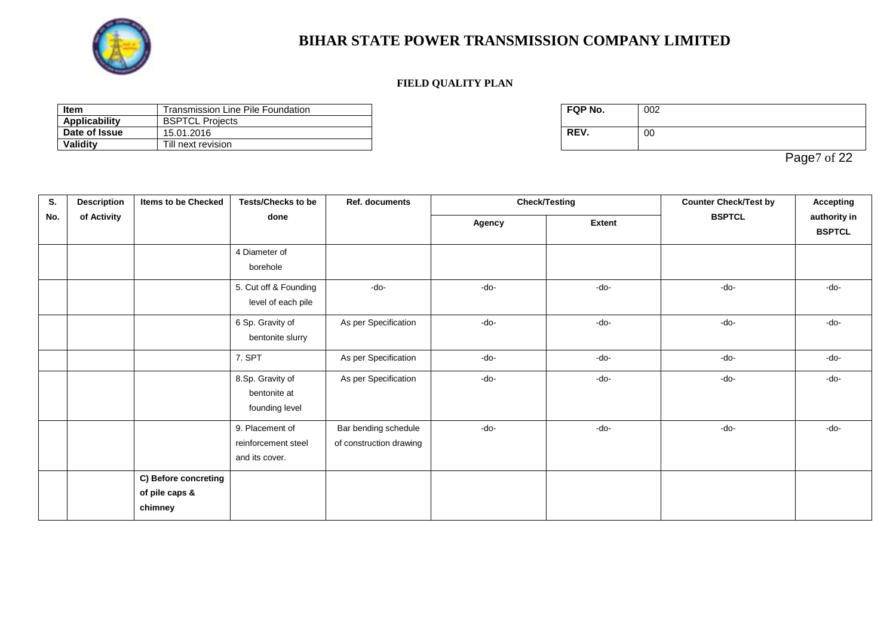# BIHAR STATE POWER TRANSMISSION COMPANY LIMITED

## FIELD QUALITY PLAN

| Item | Transmission Line Pile Foundation |
|---|---|
| Applicability | BSPTCL Projects |
| Date of Issue | 15.01.2016 |
| Validity | Till next revision |

| FQP No. | 002 |
|---|---|
| REV. | 00 |

| S. No. | Description of Activity | Items to be Checked | Tests/Checks to be done | Ref. documents | Check/Testing | | Counter Check/Test by BSPTCL | Accepting authority in BSPTCL |
|---|---|---|---|---|---|---|---|---|
| | | | | | Agency | Extent | | |
| | | | 4 Diameter of borehole | | | | | |
| | | | 5. Cut off & Founding level of each pile | -do- | -do- | -do- | -do- | -do- |
| | | | 6 Sp. Gravity of bentonite slurry | As per Specification | -do- | -do- | -do- | -do- |
| | | | 7. SPT | As per Specification | -do- | -do- | -do- | -do- |
| | | | 8.Sp. Gravity of bentonite at founding level | As per Specification | -do- | -do- | -do- | -do- |
| | | | 9. Placement of reinforcement steel and its cover. | Bar bending schedule of construction drawing | -do- | -do- | -do- | -do- |
| | | **C) Before concreting of pile caps & chimney** | | | | | | |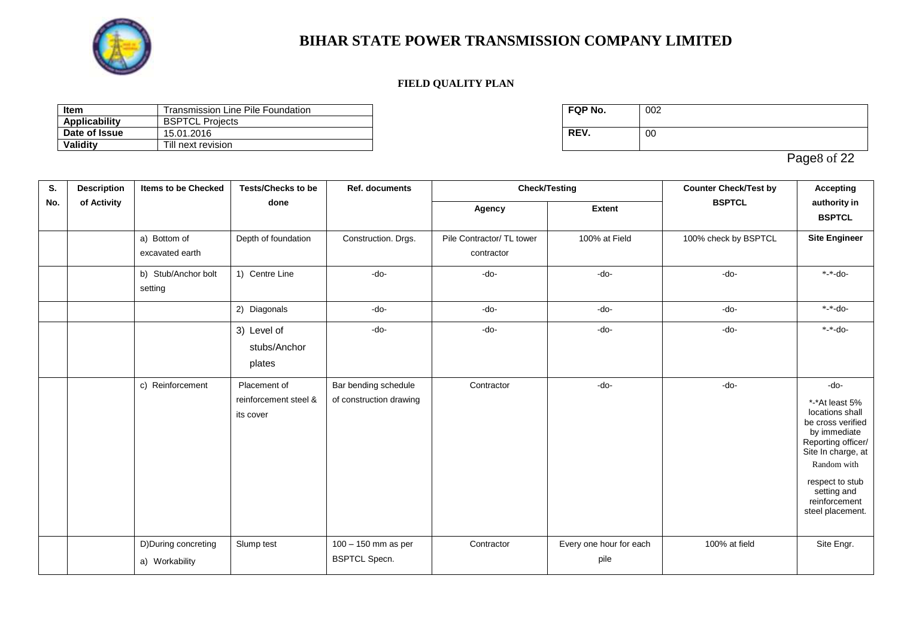# BIHAR STATE POWER TRANSMISSION COMPANY LIMITED

## FIELD QUALITY PLAN

| Item | Transmission Line Pile Foundation |
|---|---|
| Applicability | BSPTCL Projects |
| Date of Issue | 15.01.2016 |
| Validity | Till next revision |

| FQP No. | 002 |
|---|---|
| REV. | 00 |

| S. No. | Description of Activity | Items to be Checked | Tests/Checks to be done | Ref. documents | Check/Testing | | Counter Check/Test by BSPTCL | Accepting authority in BSPTCL |
|---|---|---|---|---|---|---|---|---|
| | | | | | Agency | Extent | | |
| | | a) Bottom of excavated earth | Depth of foundation | Construction. Drgs. | Pile Contractor/ TL tower contractor | 100% at Field | 100% check by BSPTCL | **Site Engineer** |
| | | b) Stub/Anchor bolt setting | 1) Centre Line | -do- | -do- | -do- | -do- | *-*-do- |
| | | | 2) Diagonals | -do- | -do- | -do- | -do- | *-*-do- |
| | | | 3) Level of stubs/Anchor plates | -do- | -do- | -do- | -do- | *-*-do- |
| | | c) Reinforcement | Placement of reinforcement steel & its cover | Bar bending schedule of construction drawing | Contractor | -do- | -do- | -do- *-*At least 5% locations shall be cross verified by immediate Reporting officer/ Site In charge, at Random with respect to stub setting and reinforcement steel placement. |
| | | D)During concreting a) Workability | Slump test | 100 – 150 mm as per BSPTCL Specn. | Contractor | Every one hour for each pile | 100% at field | Site Engr. |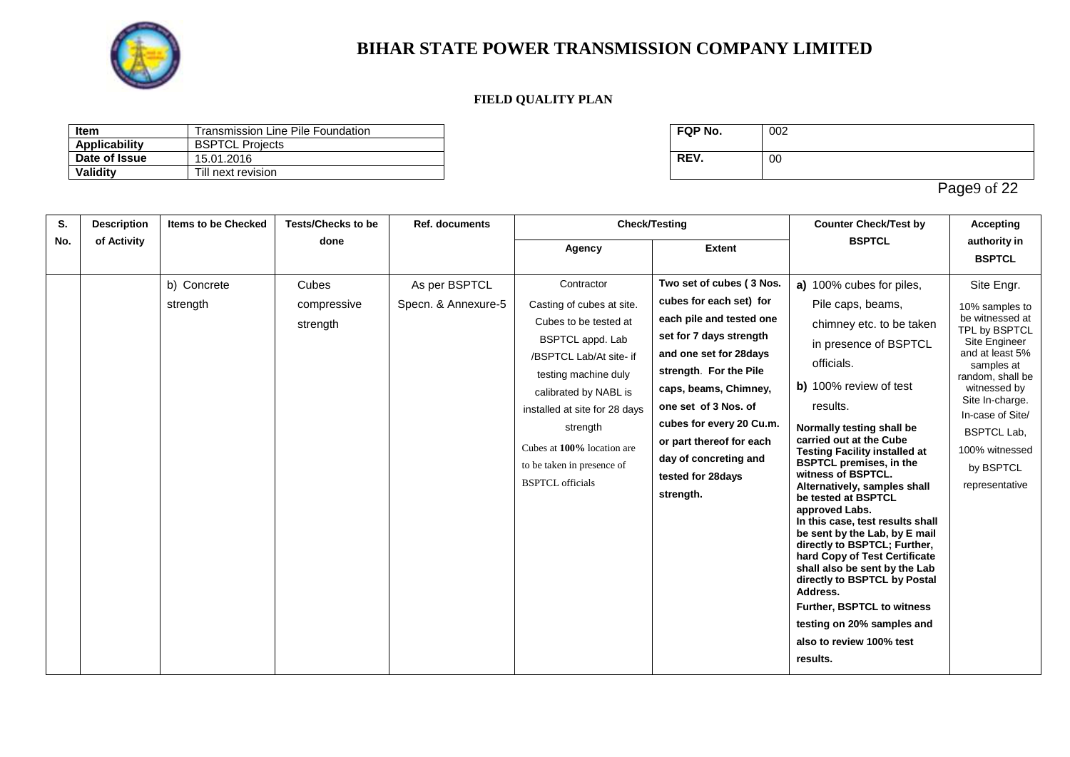# BIHAR STATE POWER TRANSMISSION COMPANY LIMITED

**FIELD QUALITY PLAN**

| **Item** | Transmission Line Pile Foundation |
|---|---|
| **Applicability** | BSPTCL Projects |
| **Date of Issue** | 15.01.2016 |
| **Validity** | Till next revision |

| **FQP No.** | 002 |
|---|---|
| **REV.** | 00 |

| S. No. | Description of Activity | Items to be Checked | Tests/Checks to be done | Ref. documents | Check/Testing | | Counter Check/Test by BSPTCL | Accepting authority in BSPTCL |
|---|---|---|---|---|---|---|---|---|
| | | | | | Agency | Extent | | |
| | | b) Concrete strength | Cubes compressive strength | As per BSPTCL Specn. & Annexure-5 | Contractor<br>Casting of cubes at site. Cubes to be tested at BSPTCL appd. Lab /BSPTCL Lab/At site- if testing machine duly calibrated by NABL is installed at site for 28 days strength<br>Cubes at **100%** location are to be taken in presence of BSPTCL officials | **Two set of cubes ( 3 Nos. cubes for each set) for each pile and tested one set for 7 days strength and one set for 28days strength. For the Pile caps, beams, Chimney, one set of 3 Nos. of cubes for every 20 Cu.m. or part thereof for each day of concreting and tested for 28days strength.** | **a)** 100% cubes for piles, Pile caps, beams, chimney etc. to be taken in presence of BSPTCL officials.<br>**b)** 100% review of test results.<br>**Normally testing shall be carried out at the Cube Testing Facility installed at BSPTCL premises, in the witness of BSPTCL. Alternatively, samples shall be tested at BSPTCL approved Labs. In this case, test results shall be sent by the Lab, by E mail directly to BSPTCL; Further, hard Copy of Test Certificate shall also be sent by the Lab directly to BSPTCL by Postal Address.**<br>**Further, BSPTCL to witness testing on 20% samples and also to review 100% test results.** | Site Engr.<br>10% samples to be witnessed at TPL by BSPTCL Site Engineer and at least 5% samples at random, shall be witnessed by Site In-charge. In-case of Site/ BSPTCL Lab, 100% witnessed by BSPTCL representative |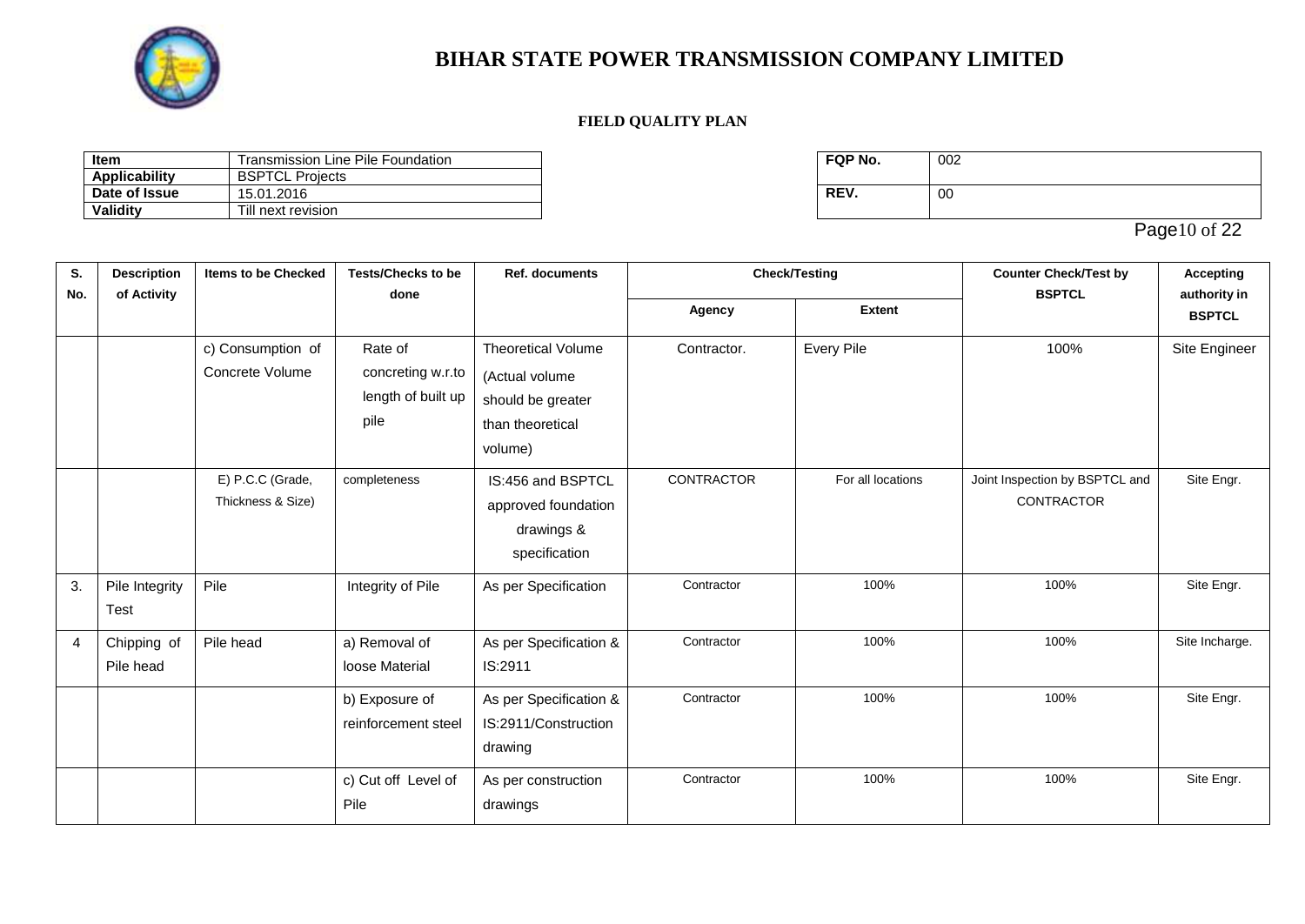# BIHAR STATE POWER TRANSMISSION COMPANY LIMITED

**FIELD QUALITY PLAN**

| Item | Transmission Line Pile Foundation |
|---|---|
| Applicability | BSPTCL Projects |
| Date of Issue | 15.01.2016 |
| Validity | Till next revision |

| FQP No. | 002 |
|---|---|
| REV. | 00 |

| S. No. | Description of Activity | Items to be Checked | Tests/Checks to be done | Ref. documents | Check/Testing | | Counter Check/Test by BSPTCL | Accepting authority in BSPTCL |
|---|---|---|---|---|---|---|---|---|
| | | | | | Agency | Extent | | |
| | | c) Consumption of Concrete Volume | Rate of concreting w.r.to length of built up pile | Theoretical Volume (Actual volume should be greater than theoretical volume) | Contractor. | Every Pile | 100% | Site Engineer |
| | | E) P.C.C (Grade, Thickness & Size) | completeness | IS:456 and BSPTCL approved foundation drawings & specification | CONTRACTOR | For all locations | Joint Inspection by BSPTCL and CONTRACTOR | Site Engr. |
| 3. | Pile Integrity Test | Pile | Integrity of Pile | As per Specification | Contractor | 100% | 100% | Site Engr. |
| 4 | Chipping of Pile head | Pile head | a) Removal of loose Material | As per Specification & IS:2911 | Contractor | 100% | 100% | Site Incharge. |
| | | | b) Exposure of reinforcement steel | As per Specification & IS:2911/Construction drawing | Contractor | 100% | 100% | Site Engr. |
| | | | c) Cut off Level of Pile | As per construction drawings | Contractor | 100% | 100% | Site Engr. |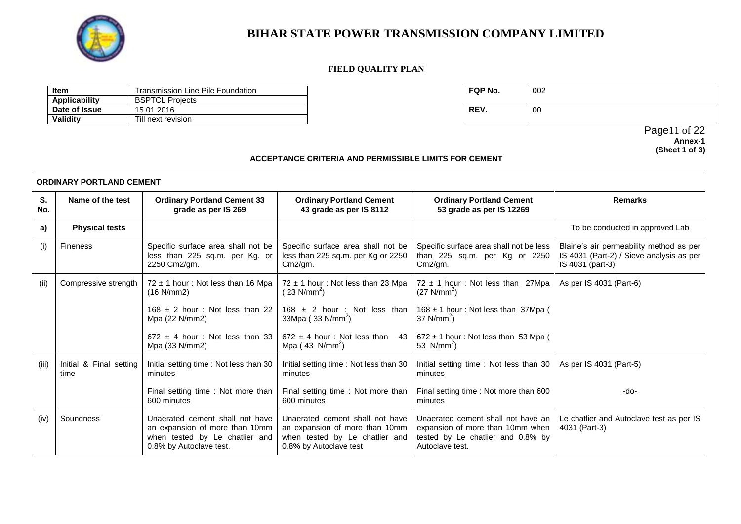# BIHAR STATE POWER TRANSMISSION COMPANY LIMITED

**FIELD QUALITY PLAN**

| **Item** | Transmission Line Pile Foundation |
|---|---|
| **Applicability** | BSPTCL Projects |
| **Date of Issue** | 15.01.2016 |
| **Validity** | Till next revision |

| **FQP No.** | 002 |
|---|---|
| **REV.** | 00 |

**Annex-1**
**(Sheet 1 of 3)**

**ACCEPTANCE CRITERIA AND PERMISSIBLE LIMITS FOR CEMENT**

| **ORDINARY PORTLAND CEMENT** | | | | | |
|---|---|---|---|---|---|
| **S. No.** | **Name of the test** | **Ordinary Portland Cement 33 grade as per IS 269** | **Ordinary Portland Cement 43 grade as per IS 8112** | **Ordinary Portland Cement 53 grade as per IS 12269** | **Remarks** |
| **a)** | **Physical tests** | | | | To be conducted in approved Lab |
| (i) | Fineness | Specific surface area shall not be less than 225 sq.m. per Kg. or 2250 Cm2/gm. | Specific surface area shall not be less than 225 sq.m. per Kg or 2250 Cm2/gm. | Specific surface area shall not be less than 225 sq.m. per Kg or 2250 Cm2/gm. | Blaine's air permeability method as per IS 4031 (Part-2) / Sieve analysis as per IS 4031 (part-3) |
| (ii) | Compressive strength | $72 \pm 1$ hour : Not less than 16 Mpa (16 N/mm2)<br><br>$168 \pm 2$ hour : Not less than 22 Mpa (22 N/mm2)<br><br>$672 \pm 4$ hour : Not less than 33 Mpa (33 N/mm2) | $72 \pm 1$ hour : Not less than 23 Mpa ( 23 $N/mm^2$)<br><br>$168 \pm 2$ hour : Not less than 33Mpa ( 33 $N/mm^2$)<br><br>$672 \pm 4$ hour : Not less than 43 Mpa ( 43 $N/mm^2$) | $72 \pm 1$ hour : Not less than 27Mpa (27 $N/mm^2$)<br><br>$168 \pm 1$ hour : Not less than 37Mpa ( 37 $N/mm^2$)<br><br>$672 \pm 1$ hour : Not less than 53 Mpa ( 53 $N/mm^2$) | As per IS 4031 (Part-6) |
| (iii) | Initial & Final setting time | Initial setting time : Not less than 30 minutes<br><br>Final setting time : Not more than 600 minutes | Initial setting time : Not less than 30 minutes<br><br>Final setting time : Not more than 600 minutes | Initial setting time : Not less than 30 minutes<br><br>Final setting time : Not more than 600 minutes | As per IS 4031 (Part-5)<br><br>-do- |
| (iv) | Soundness | Unaerated cement shall not have an expansion of more than 10mm when tested by Le chatlier and 0.8% by Autoclave test. | Unaerated cement shall not have an expansion of more than 10mm when tested by Le chatlier and 0.8% by Autoclave test | Unaerated cement shall not have an expansion of more than 10mm when tested by Le chatlier and 0.8% by Autoclave test. | Le chatlier and Autoclave test as per IS 4031 (Part-3) |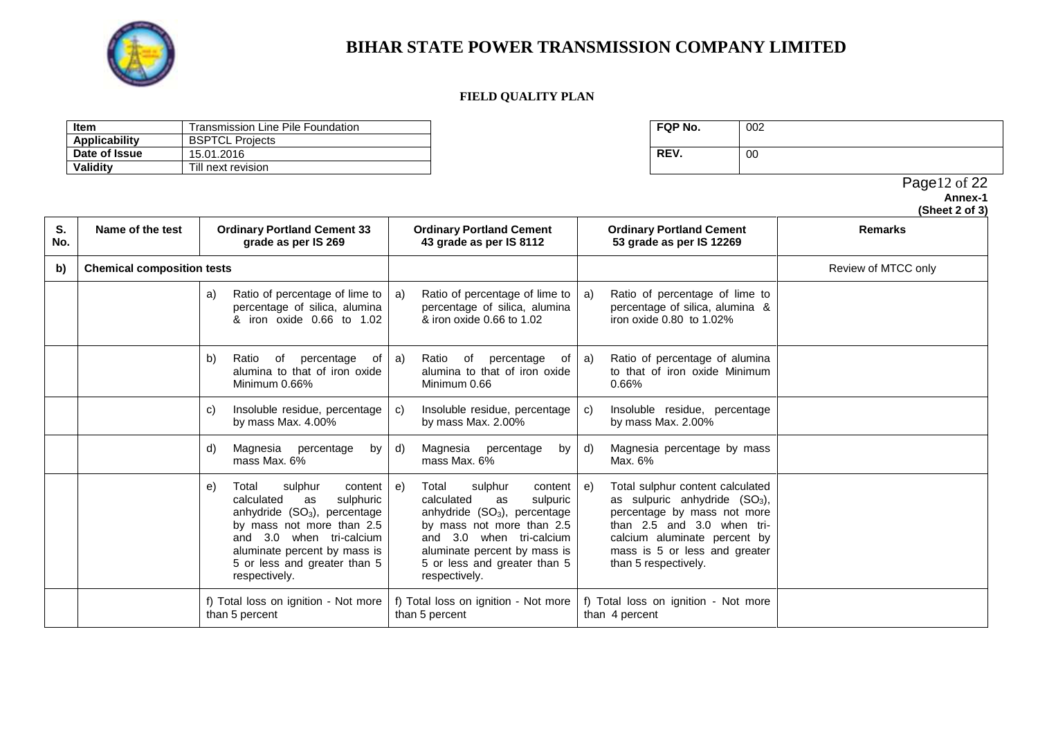# BIHAR STATE POWER TRANSMISSION COMPANY LIMITED

**FIELD QUALITY PLAN**

| Item | Transmission Line Pile Foundation |
|---|---|
| **Applicability** | BSPTCL Projects |
| **Date of Issue** | 15.01.2016 |
| **Validity** | Till next revision |

| FQP No. | 002 |
|---|---|
| **REV.** | 00 |

**Annex-1**
**(Sheet 2 of 3)**

| S. No. | Name of the test | Ordinary Portland Cement 33 grade as per IS 269 | Ordinary Portland Cement 43 grade as per IS 8112 | Ordinary Portland Cement 53 grade as per IS 12269 | Remarks |
|---|---|---|---|---|---|
| **b)** | **Chemical composition tests** | | | | Review of MTCC only |
| | | a) Ratio of percentage of lime to percentage of silica, alumina & iron oxide 0.66 to 1.02 | a) Ratio of percentage of lime to percentage of silica, alumina & iron oxide 0.66 to 1.02 | a) Ratio of percentage of lime to percentage of silica, alumina & iron oxide 0.80 to 1.02% | |
| | | b) Ratio of percentage of alumina to that of iron oxide Minimum 0.66% | a) Ratio of percentage of alumina to that of iron oxide Minimum 0.66 | a) Ratio of percentage of alumina to that of iron oxide Minimum 0.66% | |
| | | c) Insoluble residue, percentage by mass Max. 4.00% | c) Insoluble residue, percentage by mass Max. 2.00% | c) Insoluble residue, percentage by mass Max. 2.00% | |
| | | d) Magnesia percentage by mass Max. 6% | d) Magnesia percentage by mass Max. 6% | d) Magnesia percentage by mass Max. 6% | |
| | | e) Total sulphur content calculated as sulphuric anhydride ($SO_3$), percentage by mass not more than 2.5 and 3.0 when tri-calcium aluminate percent by mass is 5 or less and greater than 5 respectively. | e) Total sulphur content calculated as sulpuric anhydride ($SO_3$), percentage by mass not more than 2.5 and 3.0 when tri-calcium aluminate percent by mass is 5 or less and greater than 5 respectively. | e) Total sulphur content calculated as sulpuric anhydride ($SO_3$), percentage by mass not more than 2.5 and 3.0 when tri-calcium aluminate percent by mass is 5 or less and greater than 5 respectively. | |
| | | f) Total loss on ignition - Not more than 5 percent | f) Total loss on ignition - Not more than 5 percent | f) Total loss on ignition - Not more than 4 percent | |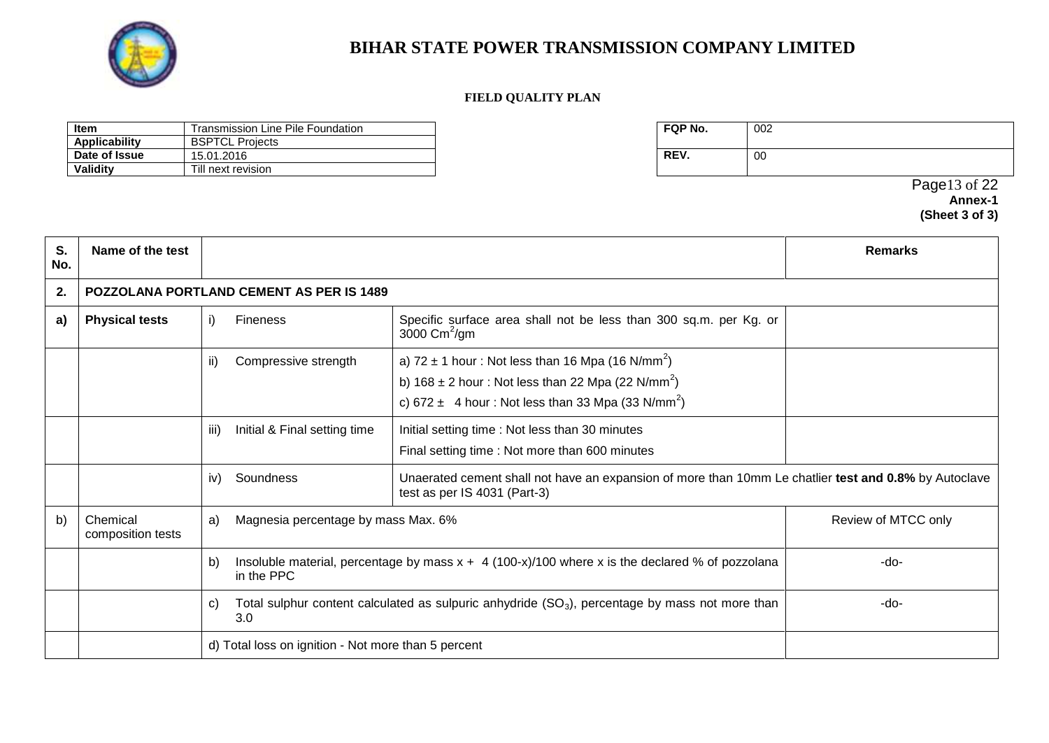# BIHAR STATE POWER TRANSMISSION COMPANY LIMITED

**FIELD QUALITY PLAN**

| **Item** | Transmission Line Pile Foundation |
|---|---|
| **Applicability** | BSPTCL Projects |
| **Date of Issue** | 15.01.2016 |
| **Validity** | Till next revision |

| **FQP No.** | 002 |
|---|---|
| **REV.** | 00 |

**Annex-1**
**(Sheet 3 of 3)**

| **S. No.** | **Name of the test** | | | **Remarks** |
|---|---|---|---|---|
| **2.** | **POZZOLANA PORTLAND CEMENT AS PER IS 1489** | | | |
| **a)** | **Physical tests** | i) Fineness | Specific surface area shall not be less than 300 sq.m. per Kg. or 3000 $Cm^2/gm$ | |
| | | ii) Compressive strength | a) 72 ± 1 hour : Not less than 16 Mpa (16 $N/mm^2$)<br>b) 168 ± 2 hour : Not less than 22 Mpa (22 $N/mm^2$)<br>c) 672 ± 4 hour : Not less than 33 Mpa (33 $N/mm^2$) | |
| | | iii) Initial & Final setting time | Initial setting time : Not less than 30 minutes<br>Final setting time : Not more than 600 minutes | |
| | | iv) Soundness | Unaerated cement shall not have an expansion of more than 10mm Le chatlier **test and 0.8%** by Autoclave test as per IS 4031 (Part-3) | |
| b) | Chemical composition tests | a) Magnesia percentage by mass Max. 6% | | Review of MTCC only |
| | | b) Insoluble material, percentage by mass x + 4 (100-x)/100 where x is the declared % of pozzolana in the PPC | | -do- |
| | | c) Total sulphur content calculated as sulpuric anhydride ($SO_3$), percentage by mass not more than 3.0 | | -do- |
| | | d) Total loss on ignition - Not more than 5 percent | | |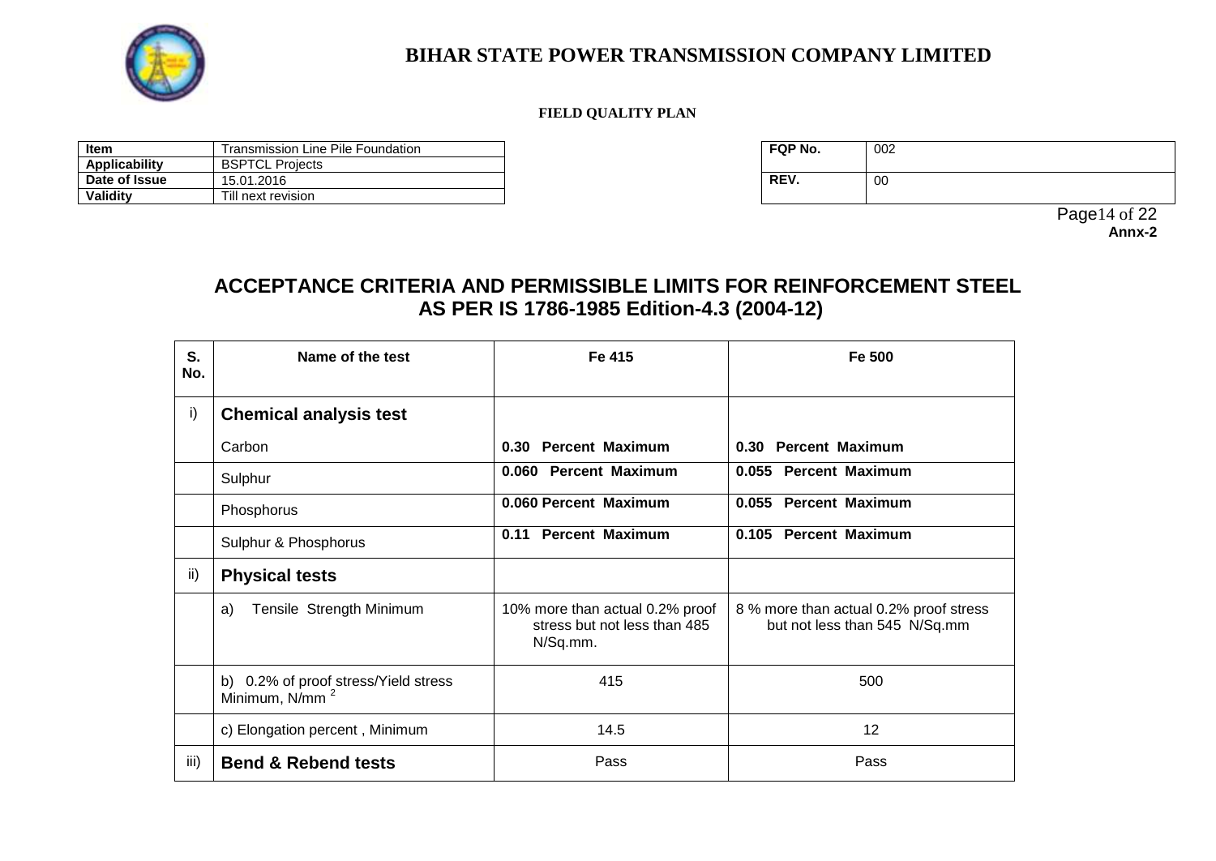# BIHAR STATE POWER TRANSMISSION COMPANY LIMITED

**FIELD QUALITY PLAN**

| **Item** | Transmission Line Pile Foundation |
|---|---|
| **Applicability** | BSPTCL Projects |
| **Date of Issue** | 15.01.2016 |
| **Validity** | Till next revision |

| **FQP No.** | 002 |
|---|---|
| **REV.** | 00 |

**Annx-2**

## ACCEPTANCE CRITERIA AND PERMISSIBLE LIMITS FOR REINFORCEMENT STEEL AS PER IS 1786-1985 Edition-4.3 (2004-12)

| S. No. | Name of the test | Fe 415 | Fe 500 |
|---|---|---|---|
| i) | **Chemical analysis test** | | |
| | Carbon | **0.30 Percent Maximum** | **0.30 Percent Maximum** |
| | Sulphur | **0.060 Percent Maximum** | **0.055 Percent Maximum** |
| | Phosphorus | **0.060 Percent Maximum** | **0.055 Percent Maximum** |
| | Sulphur & Phosphorus | **0.11 Percent Maximum** | **0.105 Percent Maximum** |
| ii) | **Physical tests** | | |
| | a) Tensile Strength Minimum | 10% more than actual 0.2% proof stress but not less than 485 N/Sq.mm. | 8 % more than actual 0.2% proof stress but not less than 545 N/Sq.mm |
| | b) 0.2% of proof stress/Yield stress Minimum, $N/mm^2$ | 415 | 500 |
| | c) Elongation percent , Minimum | 14.5 | 12 |
| iii) | **Bend & Rebend tests** | Pass | Pass |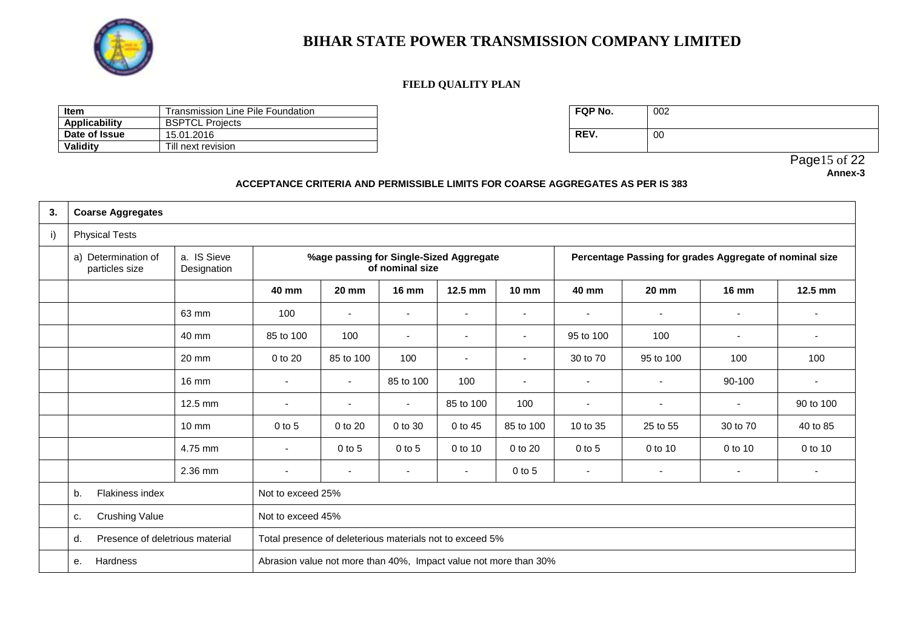# BIHAR STATE POWER TRANSMISSION COMPANY LIMITED

**FIELD QUALITY PLAN**

| Item | Transmission Line Pile Foundation |
|---|---|
| **Applicability** | BSPTCL Projects |
| **Date of Issue** | 15.01.2016 |
| **Validity** | Till next revision |

| FQP No. | 002 |
|---|---|
| **REV.** | 00 |

**Annex-3**

**ACCEPTANCE CRITERIA AND PERMISSIBLE LIMITS FOR COARSE AGGREGATES AS PER IS 383**

| **3.** | **Coarse Aggregates** | | | | | | | | | | | |
|---|---|---|---|---|---|---|---|---|---|---|---|---|
| i) | Physical Tests | | | | | | | | | | | |
| | a) Determination of particles size | a. IS Sieve Designation | **%age passing for Single-Sized Aggregate of nominal size** | | | | | **Percentage Passing for grades Aggregate of nominal size** | | | |
| | | | **40 mm** | **20 mm** | **16 mm** | **12.5 mm** | **10 mm** | **40 mm** | **20 mm** | **16 mm** | **12.5 mm** |
| | | 63 mm | 100 | - | - | - | - | - | - | - | - |
| | | 40 mm | 85 to 100 | 100 | - | - | - | 95 to 100 | 100 | - | - |
| | | 20 mm | 0 to 20 | 85 to 100 | 100 | - | - | 30 to 70 | 95 to 100 | 100 | 100 |
| | | 16 mm | - | - | 85 to 100 | 100 | - | - | - | 90-100 | - |
| | | 12.5 mm | - | - | - | 85 to 100 | 100 | - | - | - | 90 to 100 |
| | | 10 mm | 0 to 5 | 0 to 20 | 0 to 30 | 0 to 45 | 85 to 100 | 10 to 35 | 25 to 55 | 30 to 70 | 40 to 85 |
| | | 4.75 mm | - | 0 to 5 | 0 to 5 | 0 to 10 | 0 to 20 | 0 to 5 | 0 to 10 | 0 to 10 | 0 to 10 |
| | | 2.36 mm | - | - | - | - | 0 to 5 | - | - | - | - |
| | b. Flakiness index | | Not to exceed 25% | | | | | | | | |
| | c. Crushing Value | | Not to exceed 45% | | | | | | | | |
| | d. Presence of deletrious material | | Total presence of deleterious materials not to exceed 5% | | | | | | | | |
| | e. Hardness | | Abrasion value not more than 40%, Impact value not more than 30% | | | | | | | | |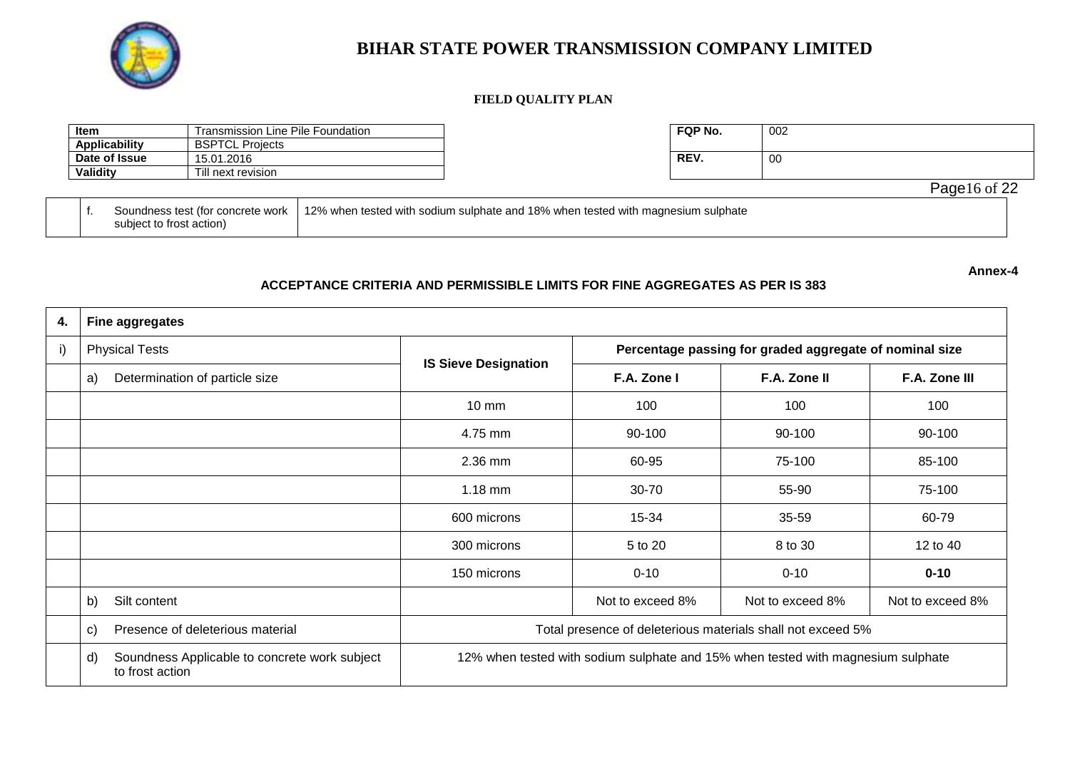# BIHAR STATE POWER TRANSMISSION COMPANY LIMITED

**FIELD QUALITY PLAN**

| **Item** | Transmission Line Pile Foundation |
|---|---|
| **Applicability** | BSPTCL Projects |
| **Date of Issue** | 15.01.2016 |
| **Validity** | Till next revision |

| **FQP No.** | 002 |
|---|---|
| **REV.** | 00 |

| | f. Soundness test (for concrete work subject to frost action) | 12% when tested with sodium sulphate and 18% when tested with magnesium sulphate |
|---|---|---|

**Annex-4**

**ACCEPTANCE CRITERIA AND PERMISSIBLE LIMITS FOR FINE AGGREGATES AS PER IS 383**

| **4.** | **Fine aggregates** | | | | |
|---|---|---|---|---|---|
| i) | Physical Tests | **IS Sieve Designation** | **Percentage passing for graded aggregate of nominal size** | | |
| | a) Determination of particle size | | **F.A. Zone I** | **F.A. Zone II** | **F.A. Zone III** |
| | | 10 mm | 100 | 100 | 100 |
| | | 4.75 mm | 90-100 | 90-100 | 90-100 |
| | | 2.36 mm | 60-95 | 75-100 | 85-100 |
| | | 1.18 mm | 30-70 | 55-90 | 75-100 |
| | | 600 microns | 15-34 | 35-59 | 60-79 |
| | | 300 microns | 5 to 20 | 8 to 30 | 12 to 40 |
| | | 150 microns | 0-10 | 0-10 | **0-10** |
| | b) Silt content | | Not to exceed 8% | Not to exceed 8% | Not to exceed 8% |
| | c) Presence of deleterious material | Total presence of deleterious materials shall not exceed 5% | | | |
| | d) Soundness Applicable to concrete work subject to frost action | 12% when tested with sodium sulphate and 15% when tested with magnesium sulphate | | | |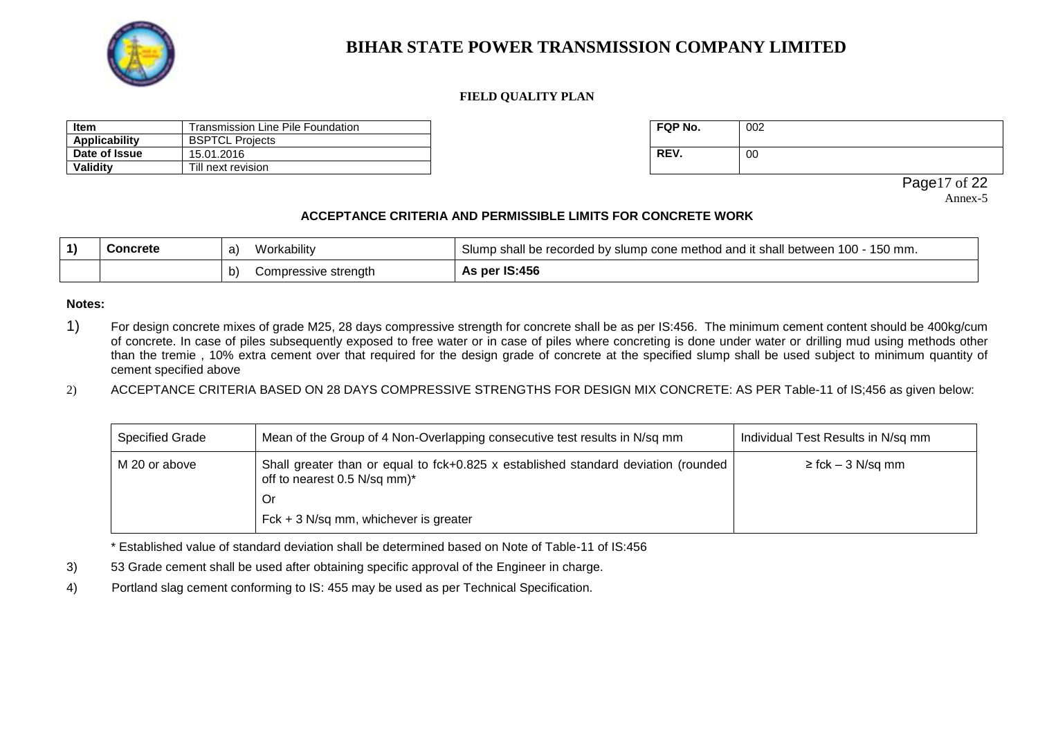# BIHAR STATE POWER TRANSMISSION COMPANY LIMITED

**FIELD QUALITY PLAN**

| Item | Transmission Line Pile Foundation |
|---|---|
| Applicability | BSPTCL Projects |
| Date of Issue | 15.01.2016 |
| Validity | Till next revision |

| FQP No. | 002 |
|---|---|
| REV. | 00 |

Annex-5

## ACCEPTANCE CRITERIA AND PERMISSIBLE LIMITS FOR CONCRETE WORK

| 1) | Concrete | a) Workability | Slump shall be recorded by slump cone method and it shall between 100 - 150 mm. |
|---|---|---|---|
| | | b) Compressive strength | **As per IS:456** |

**Notes:**

1) For design concrete mixes of grade M25, 28 days compressive strength for concrete shall be as per IS:456. The minimum cement content should be 400kg/cum of concrete. In case of piles subsequently exposed to free water or in case of piles where concreting is done under water or drilling mud using methods other than the tremie , 10% extra cement over that required for the design grade of concrete at the specified slump shall be used subject to minimum quantity of cement specified above

2) ACCEPTANCE CRITERIA BASED ON 28 DAYS COMPRESSIVE STRENGTHS FOR DESIGN MIX CONCRETE: AS PER Table-11 of IS;456 as given below:

| Specified Grade | Mean of the Group of 4 Non-Overlapping consecutive test results in N/sq mm | Individual Test Results in N/sq mm |
|---|---|---|
| M 20 or above | Shall greater than or equal to fck+0.825 x established standard deviation (rounded off to nearest 0.5 N/sq mm)* <br> Or <br> Fck + 3 N/sq mm, whichever is greater | ≥ fck – 3 N/sq mm |

\* Established value of standard deviation shall be determined based on Note of Table-11 of IS:456

3) 53 Grade cement shall be used after obtaining specific approval of the Engineer in charge.

4) Portland slag cement conforming to IS: 455 may be used as per Technical Specification.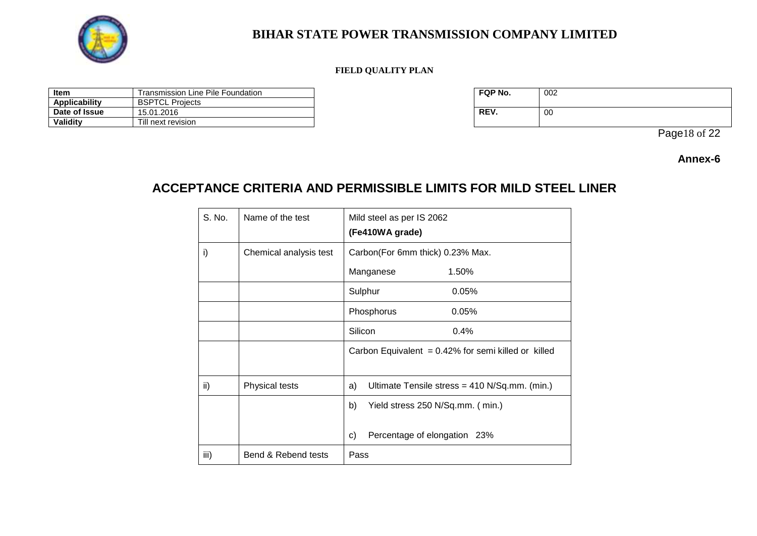# BIHAR STATE POWER TRANSMISSION COMPANY LIMITED

**FIELD QUALITY PLAN**

| **Item** | Transmission Line Pile Foundation |
|---|---|
| **Applicability** | BSPTCL Projects |
| **Date of Issue** | 15.01.2016 |
| **Validity** | Till next revision |

| **FQP No.** | 002 |
|---|---|
| **REV.** | 00 |

**Annex-6**

## ACCEPTANCE CRITERIA AND PERMISSIBLE LIMITS FOR MILD STEEL LINER

| S. No. | Name of the test | Mild steel as per IS 2062 **(Fe410WA grade)** |
|---|---|---|
| i) | Chemical analysis test | Carbon(For 6mm thick) 0.23% Max.<br>Manganese 1.50% |
| | | Sulphur 0.05% |
| | | Phosphorus 0.05% |
| | | Silicon 0.4% |
| | | Carbon Equivalent = 0.42% for semi killed or killed |
| ii) | Physical tests | a) Ultimate Tensile stress = 410 N/Sq.mm. (min.) |
| | | b) Yield stress 250 N/Sq.mm. ( min.)<br>c) Percentage of elongation 23% |
| iii) | Bend & Rebend tests | Pass |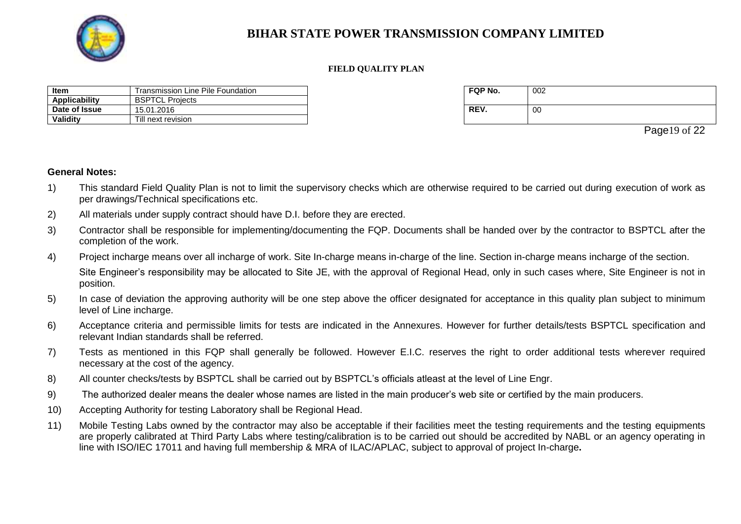# BIHAR STATE POWER TRANSMISSION COMPANY LIMITED

**FIELD QUALITY PLAN**

| **Item** | Transmission Line Pile Foundation |
|---|---|
| **Applicability** | BSPTCL Projects |
| **Date of Issue** | 15.01.2016 |
| **Validity** | Till next revision |

| **FQP No.** | 002 |
|---|---|
| **REV.** | 00 |

**General Notes:**

1) This standard Field Quality Plan is not to limit the supervisory checks which are otherwise required to be carried out during execution of work as per drawings/Technical specifications etc.

2) All materials under supply contract should have D.I. before they are erected.

3) Contractor shall be responsible for implementing/documenting the FQP. Documents shall be handed over by the contractor to BSPTCL after the completion of the work.

4) Project incharge means over all incharge of work. Site In-charge means in-charge of the line. Section in-charge means incharge of the section.

   Site Engineer's responsibility may be allocated to Site JE, with the approval of Regional Head, only in such cases where, Site Engineer is not in position.

5) In case of deviation the approving authority will be one step above the officer designated for acceptance in this quality plan subject to minimum level of Line incharge.

6) Acceptance criteria and permissible limits for tests are indicated in the Annexures. However for further details/tests BSPTCL specification and relevant Indian standards shall be referred.

7) Tests as mentioned in this FQP shall generally be followed. However E.I.C. reserves the right to order additional tests wherever required necessary at the cost of the agency.

8) All counter checks/tests by BSPTCL shall be carried out by BSPTCL's officials atleast at the level of Line Engr.

9) The authorized dealer means the dealer whose names are listed in the main producer's web site or certified by the main producers.

10) Accepting Authority for testing Laboratory shall be Regional Head.

11) Mobile Testing Labs owned by the contractor may also be acceptable if their facilities meet the testing requirements and the testing equipments are properly calibrated at Third Party Labs where testing/calibration is to be carried out should be accredited by NABL or an agency operating in line with ISO/IEC 17011 and having full membership & MRA of ILAC/APLAC, subject to approval of project In-charge**.**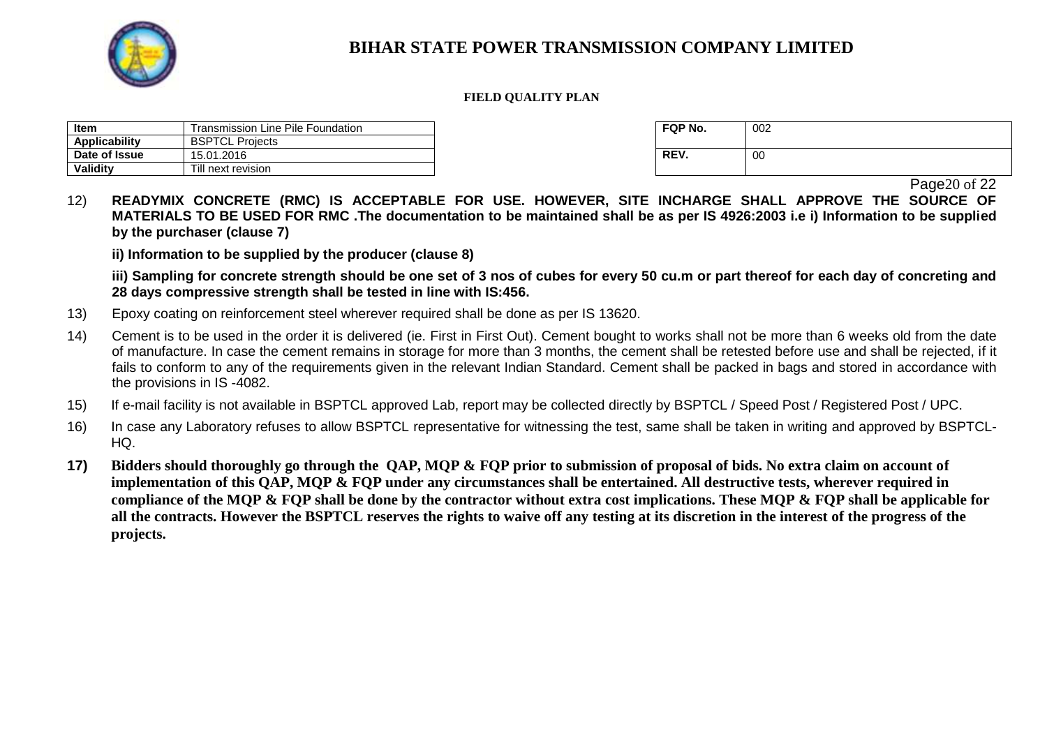| Item | Transmission Line Pile Foundation |
|---|---|
| Applicability | BSPTCL Projects |
| Date of Issue | 15.01.2016 |
| Validity | Till next revision |

| FQP No. | 002 |
|---|---|
| REV. | 00 |

12) **READYMIX CONCRETE (RMC) IS ACCEPTABLE FOR USE. HOWEVER, SITE INCHARGE SHALL APPROVE THE SOURCE OF MATERIALS TO BE USED FOR RMC .The documentation to be maintained shall be as per IS 4926:2003 i.e i) Information to be supplied by the purchaser (clause 7)**

**ii) Information to be supplied by the producer (clause 8)**

**iii) Sampling for concrete strength should be one set of 3 nos of cubes for every 50 cu.m or part thereof for each day of concreting and 28 days compressive strength shall be tested in line with IS:456.**

13) Epoxy coating on reinforcement steel wherever required shall be done as per IS 13620.

14) Cement is to be used in the order it is delivered (ie. First in First Out). Cement bought to works shall not be more than 6 weeks old from the date of manufacture. In case the cement remains in storage for more than 3 months, the cement shall be retested before use and shall be rejected, if it fails to conform to any of the requirements given in the relevant Indian Standard. Cement shall be packed in bags and stored in accordance with the provisions in IS -4082.

15) If e-mail facility is not available in BSPTCL approved Lab, report may be collected directly by BSPTCL / Speed Post / Registered Post / UPC.

16) In case any Laboratory refuses to allow BSPTCL representative for witnessing the test, same shall be taken in writing and approved by BSPTCL-HQ.

**17) Bidders should thoroughly go through the QAP, MQP & FQP prior to submission of proposal of bids. No extra claim on account of implementation of this QAP, MQP & FQP under any circumstances shall be entertained. All destructive tests, wherever required in compliance of the MQP & FQP shall be done by the contractor without extra cost implications. These MQP & FQP shall be applicable for all the contracts. However the BSPTCL reserves the rights to waive off any testing at its discretion in the interest of the progress of the projects.**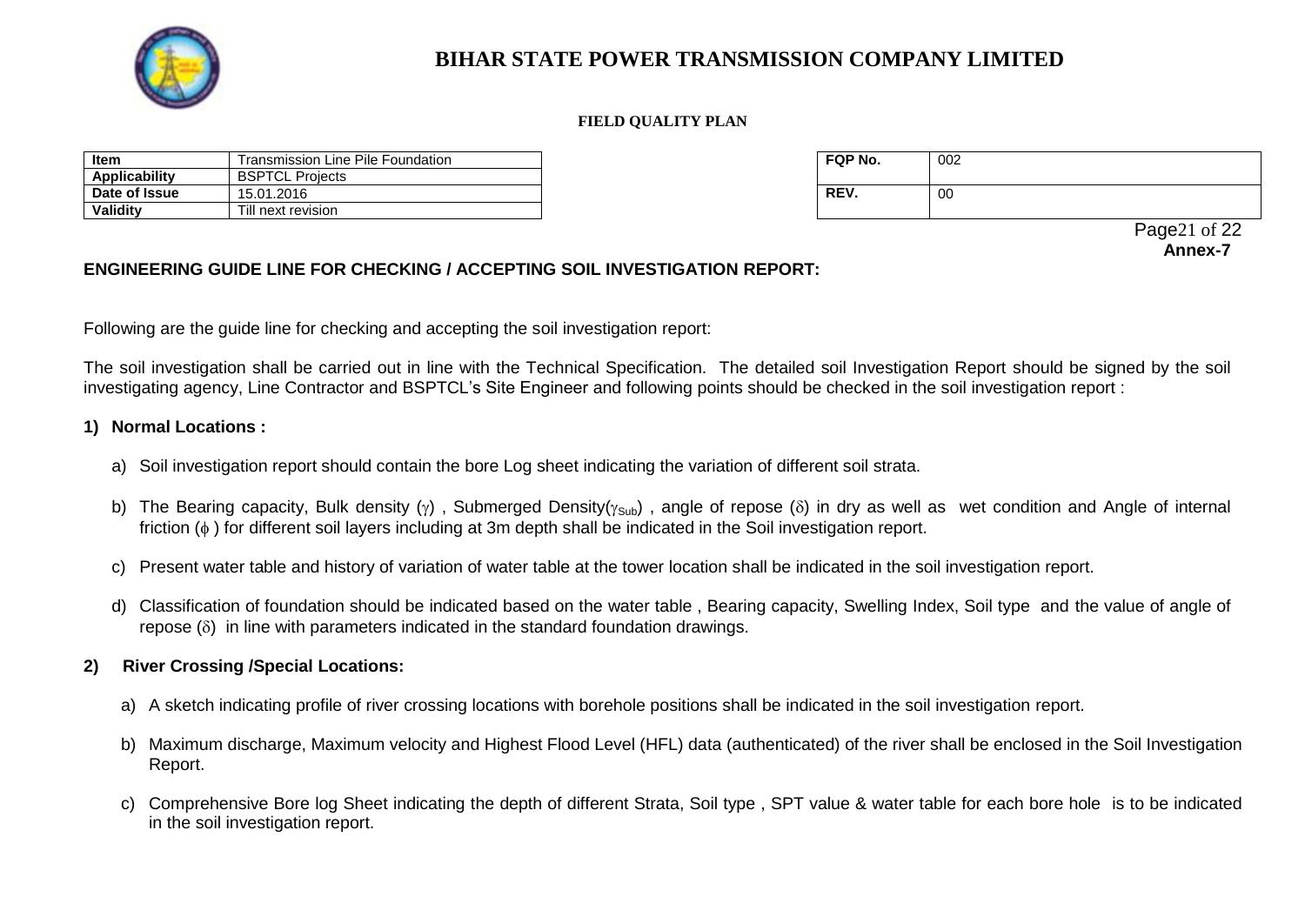# BIHAR STATE POWER TRANSMISSION COMPANY LIMITED

**FIELD QUALITY PLAN**

| Item | Transmission Line Pile Foundation |
| --- | --- |
| Applicability | BSPTCL Projects |
| Date of Issue | 15.01.2016 |
| Validity | Till next revision |

| FQP No. | 002 |
| --- | --- |
| REV. | 00 |

**Annex-7**

## ENGINEERING GUIDE LINE FOR CHECKING / ACCEPTING SOIL INVESTIGATION REPORT:

Following are the guide line for checking and accepting the soil investigation report:

The soil investigation shall be carried out in line with the Technical Specification. The detailed soil Investigation Report should be signed by the soil investigating agency, Line Contractor and BSPTCL's Site Engineer and following points should be checked in the soil investigation report :

### 1) Normal Locations :

a) Soil investigation report should contain the bore Log sheet indicating the variation of different soil strata.

b) The Bearing capacity, Bulk density ($\gamma$) , Submerged Density($\gamma_{Sub}$) , angle of repose ($\delta$) in dry as well as wet condition and Angle of internal friction ($\phi$ ) for different soil layers including at 3m depth shall be indicated in the Soil investigation report.

c) Present water table and history of variation of water table at the tower location shall be indicated in the soil investigation report.

d) Classification of foundation should be indicated based on the water table , Bearing capacity, Swelling Index, Soil type and the value of angle of repose ($\delta$) in line with parameters indicated in the standard foundation drawings.

### 2) River Crossing /Special Locations:

a) A sketch indicating profile of river crossing locations with borehole positions shall be indicated in the soil investigation report.

b) Maximum discharge, Maximum velocity and Highest Flood Level (HFL) data (authenticated) of the river shall be enclosed in the Soil Investigation Report.

c) Comprehensive Bore log Sheet indicating the depth of different Strata, Soil type , SPT value & water table for each bore hole is to be indicated in the soil investigation report.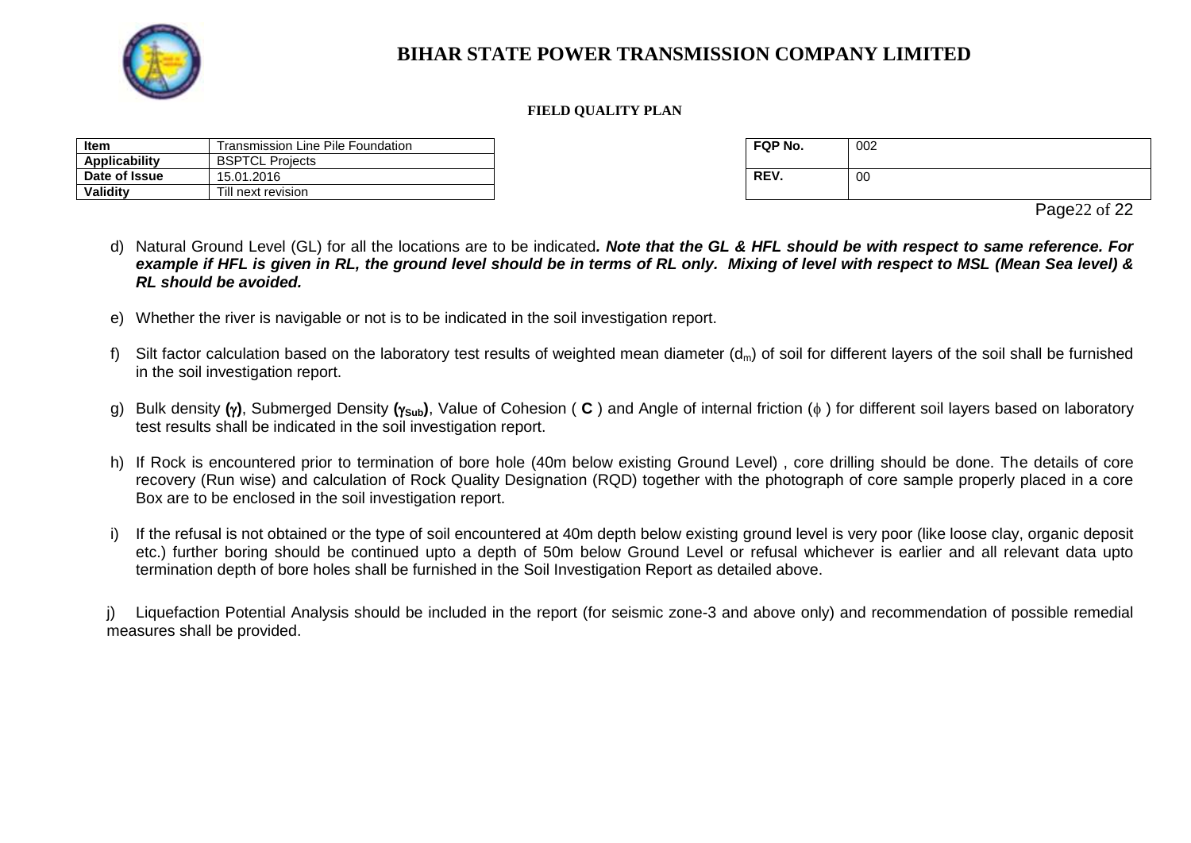d) Natural Ground Level (GL) for all the locations are to be indicated***. Note that the GL & HFL should be with respect to same reference. For example if HFL is given in RL, the ground level should be in terms of RL only. Mixing of level with respect to MSL (Mean Sea level) & RL should be avoided.***

e) Whether the river is navigable or not is to be indicated in the soil investigation report.

f) Silt factor calculation based on the laboratory test results of weighted mean diameter ($d_m$) of soil for different layers of the soil shall be furnished in the soil investigation report.

g) Bulk density **($\gamma$)**, Submerged Density **($\gamma_{Sub}$)**, Value of Cohesion ( **C** ) and Angle of internal friction ($\phi$ ) for different soil layers based on laboratory test results shall be indicated in the soil investigation report.

h) If Rock is encountered prior to termination of bore hole (40m below existing Ground Level) , core drilling should be done. The details of core recovery (Run wise) and calculation of Rock Quality Designation (RQD) together with the photograph of core sample properly placed in a core Box are to be enclosed in the soil investigation report.

i) If the refusal is not obtained or the type of soil encountered at 40m depth below existing ground level is very poor (like loose clay, organic deposit etc.) further boring should be continued upto a depth of 50m below Ground Level or refusal whichever is earlier and all relevant data upto termination depth of bore holes shall be furnished in the Soil Investigation Report as detailed above.

j) Liquefaction Potential Analysis should be included in the report (for seismic zone-3 and above only) and recommendation of possible remedial measures shall be provided.